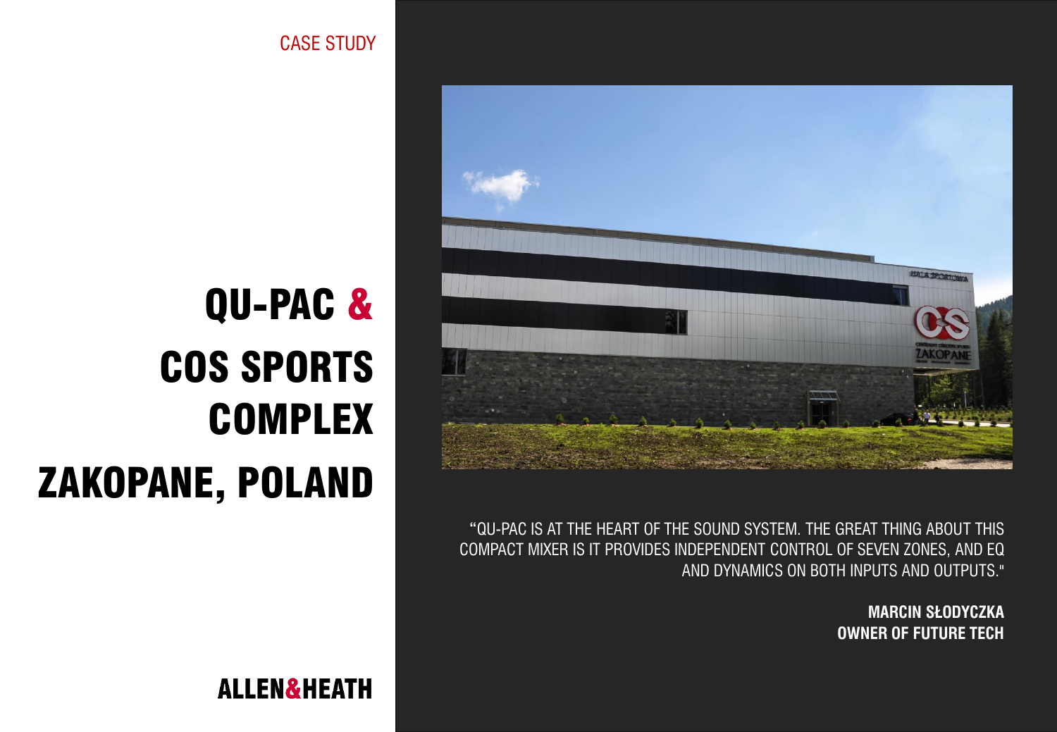CASE STUDY

# QU-PAC & COS SPORTS COMPLEX ZAKOPANE, POLAND

"QU-PAC IS AT THE HEART OF THE SOUND SYSTEM. THE GREAT THING ABOUT THIS COMPACT MIXER IS IT PROVIDES INDEPENDENT CONTROL OF SEVEN ZONES, AND EQ AND DYNAMICS ON BOTH INPUTS AND OUTPUTS."

**MARCIN SŁODYCZKA**
**OWNER OF FUTURE TECH**

ALLEN&HEATH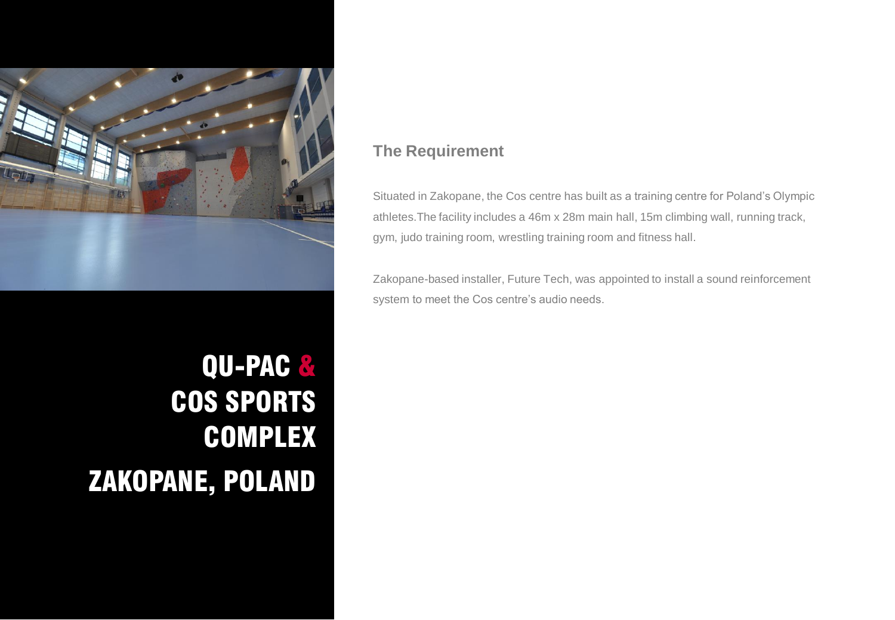# QU-PAC & COS SPORTS COMPLEX

# ZAKOPANE, POLAND

## The Requirement

Situated in Zakopane, the Cos centre has built as a training centre for Poland's Olympic athletes.The facility includes a 46m x 28m main hall, 15m climbing wall, running track, gym, judo training room, wrestling training room and fitness hall.

Zakopane-based installer, Future Tech, was appointed to install a sound reinforcement system to meet the Cos centre's audio needs.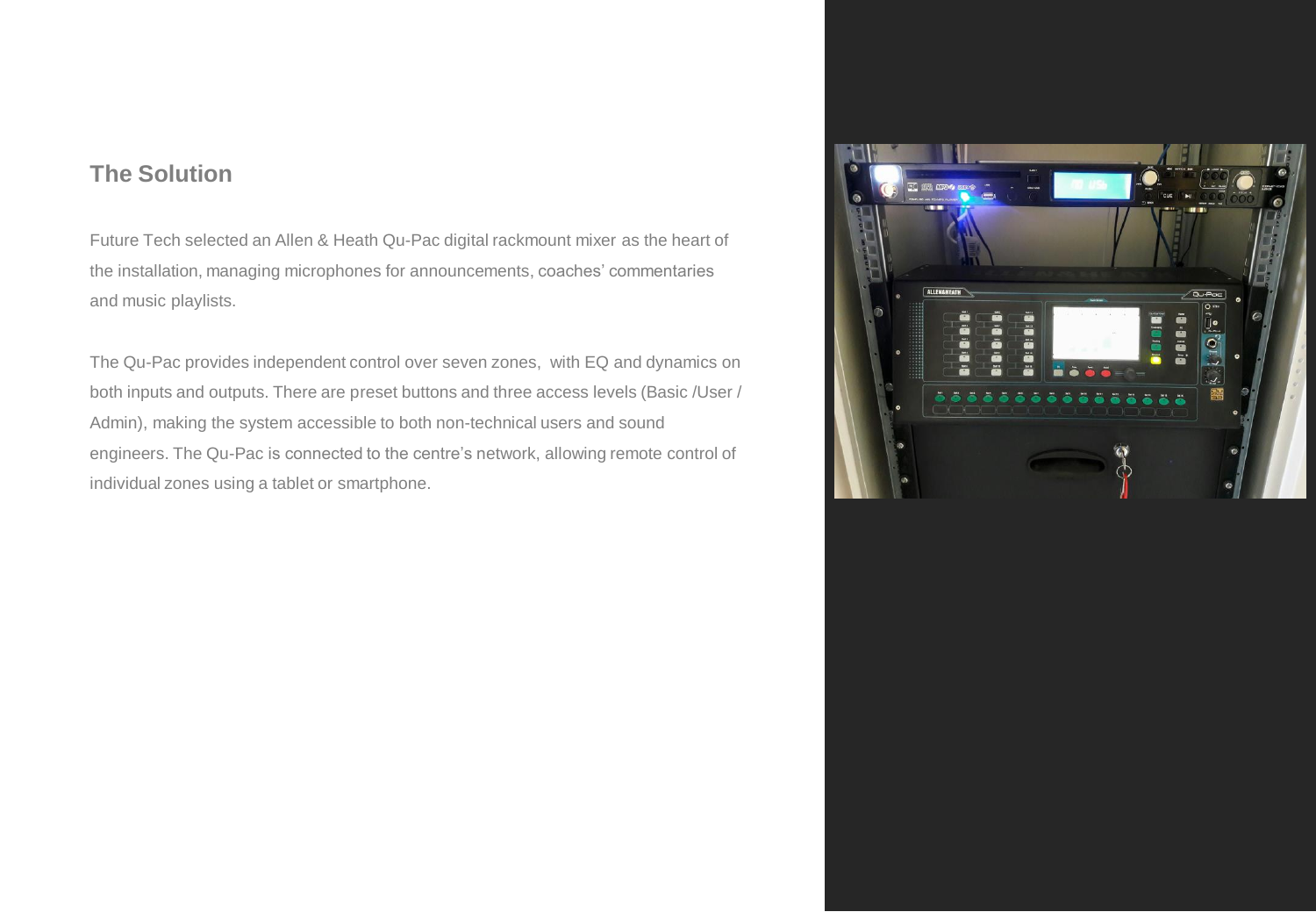## The Solution

Future Tech selected an Allen & Heath Qu-Pac digital rackmount mixer as the heart of the installation, managing microphones for announcements, coaches' commentaries and music playlists.

The Qu-Pac provides independent control over seven zones, with EQ and dynamics on both inputs and outputs. There are preset buttons and three access levels (Basic /User / Admin), making the system accessible to both non-technical users and sound engineers. The Qu-Pac is connected to the centre's network, allowing remote control of individual zones using a tablet or smartphone.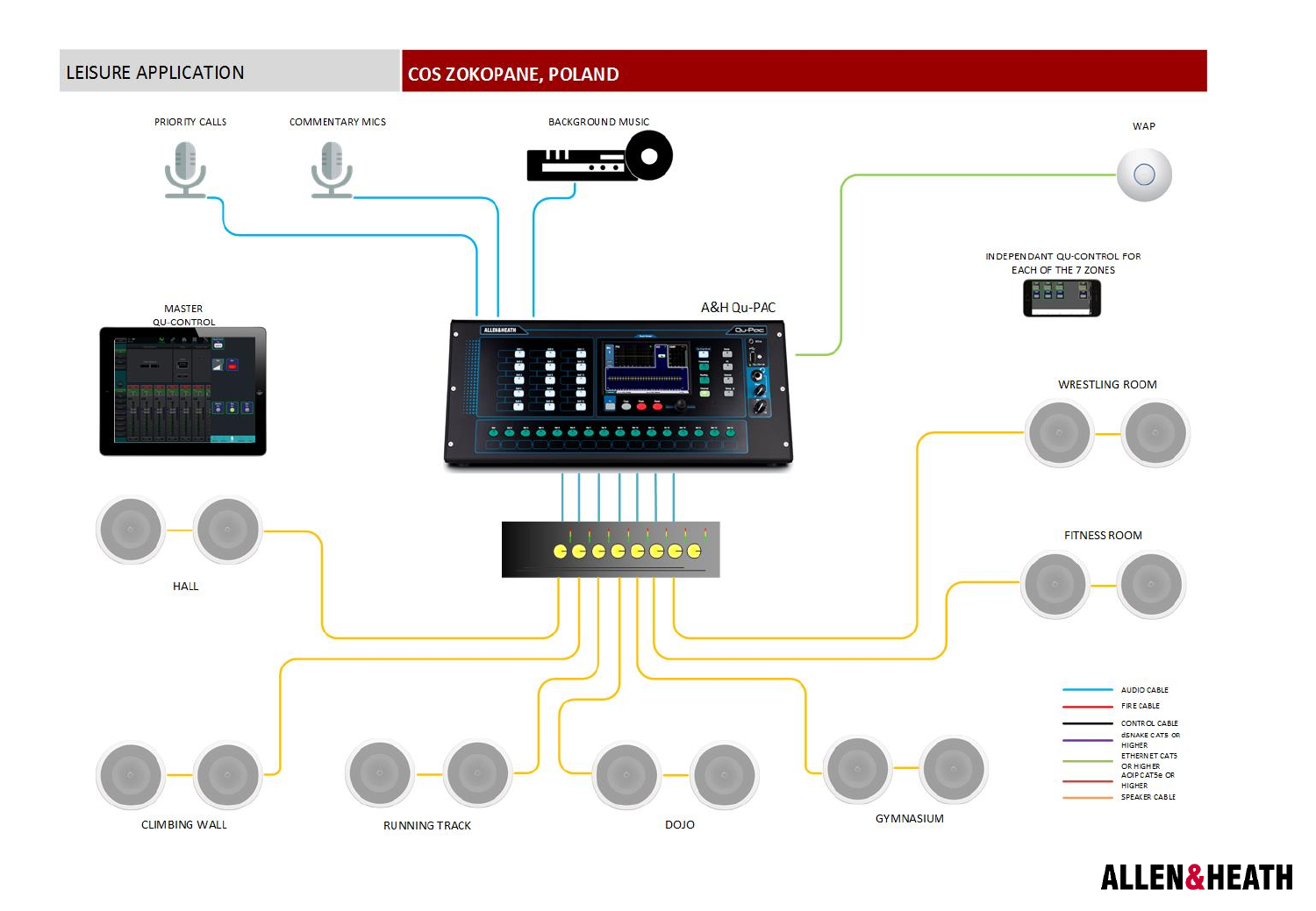# LEISURE APPLICATION

## COS ZOKOPANE, POLAND

PRIORITY CALLS

COMMENTARY MICS

BACKGROUND MUSIC

WAP

INDEPENDANT QU-CONTROL FOR EACH OF THE 7 ZONES

MASTER QU-CONTROL

A&H Qu-PAC

WRESTLING ROOM

FITNESS ROOM

HALL

CLIMBING WALL

RUNNING TRACK

DOJO

GYMNASIUM

AUDIO CABLE
FIRE CABLE
CONTROL CABLE
dSNAKE CAT5 OR HIGHER
ETHERNET CAT5 OR HIGHER
ACE CAT5e OR HIGHER
SPEAKER CABLE

ALLEN&HEATH